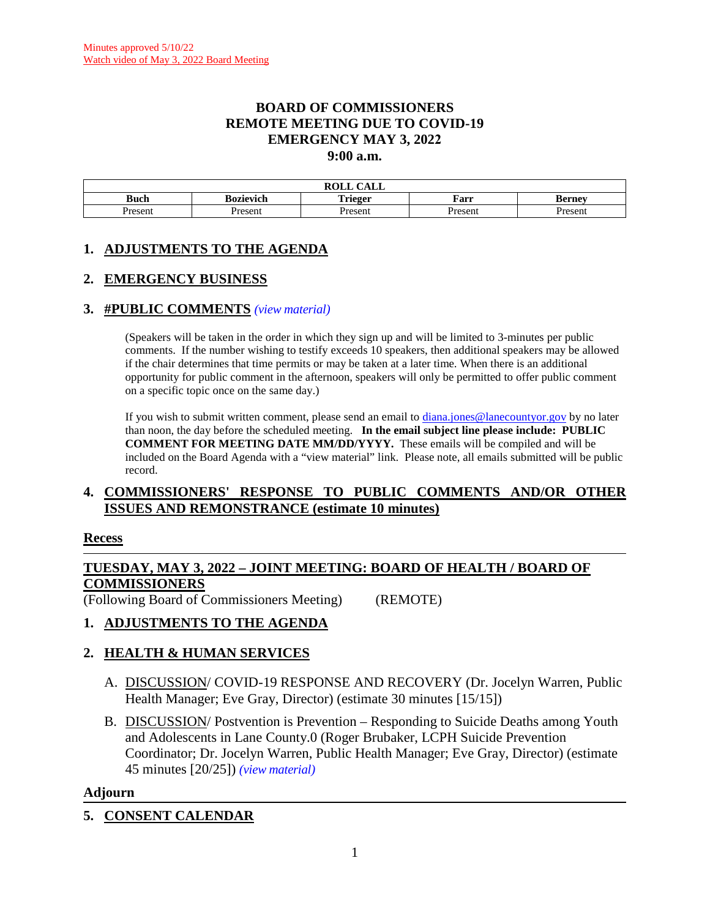Minutes approved 5/10/22
Watch video of May 3, 2022 Board Meeting

# BOARD OF COMMISSIONERS
# REMOTE MEETING DUE TO COVID-19
# EMERGENCY MAY 3, 2022
# 9:00 a.m.

| ROLL CALL | | | | |
|---|---|---|---|---|
| **Buch** | **Bozievich** | **Trieger** | **Farr** | **Berney** |
| Present | Present | Present | Present | Present |

## 1. ADJUSTMENTS TO THE AGENDA

## 2. EMERGENCY BUSINESS

## 3. #PUBLIC COMMENTS *(view material)*

(Speakers will be taken in the order in which they sign up and will be limited to 3-minutes per public comments. If the number wishing to testify exceeds 10 speakers, then additional speakers may be allowed if the chair determines that time permits or may be taken at a later time. When there is an additional opportunity for public comment in the afternoon, speakers will only be permitted to offer public comment on a specific topic once on the same day.)

If you wish to submit written comment, please send an email to diana.jones@lanecountyor.gov by no later than noon, the day before the scheduled meeting. **In the email subject line please include: PUBLIC COMMENT FOR MEETING DATE MM/DD/YYYY.** These emails will be compiled and will be included on the Board Agenda with a "view material" link. Please note, all emails submitted will be public record.

## 4. COMMISSIONERS' RESPONSE TO PUBLIC COMMENTS AND/OR OTHER ISSUES AND REMONSTRANCE (estimate 10 minutes)

**Recess**

---

## TUESDAY, MAY 3, 2022 – JOINT MEETING: BOARD OF HEALTH / BOARD OF COMMISSIONERS

(Following Board of Commissioners Meeting) (REMOTE)

## 1. ADJUSTMENTS TO THE AGENDA

## 2. HEALTH & HUMAN SERVICES

A. DISCUSSION/ COVID-19 RESPONSE AND RECOVERY (Dr. Jocelyn Warren, Public Health Manager; Eve Gray, Director) (estimate 30 minutes [15/15])

B. DISCUSSION/ Postvention is Prevention – Responding to Suicide Deaths among Youth and Adolescents in Lane County.0 (Roger Brubaker, LCPH Suicide Prevention Coordinator; Dr. Jocelyn Warren, Public Health Manager; Eve Gray, Director) (estimate 45 minutes [20/25]) *(view material)*

**Adjourn**

---

## 5. CONSENT CALENDAR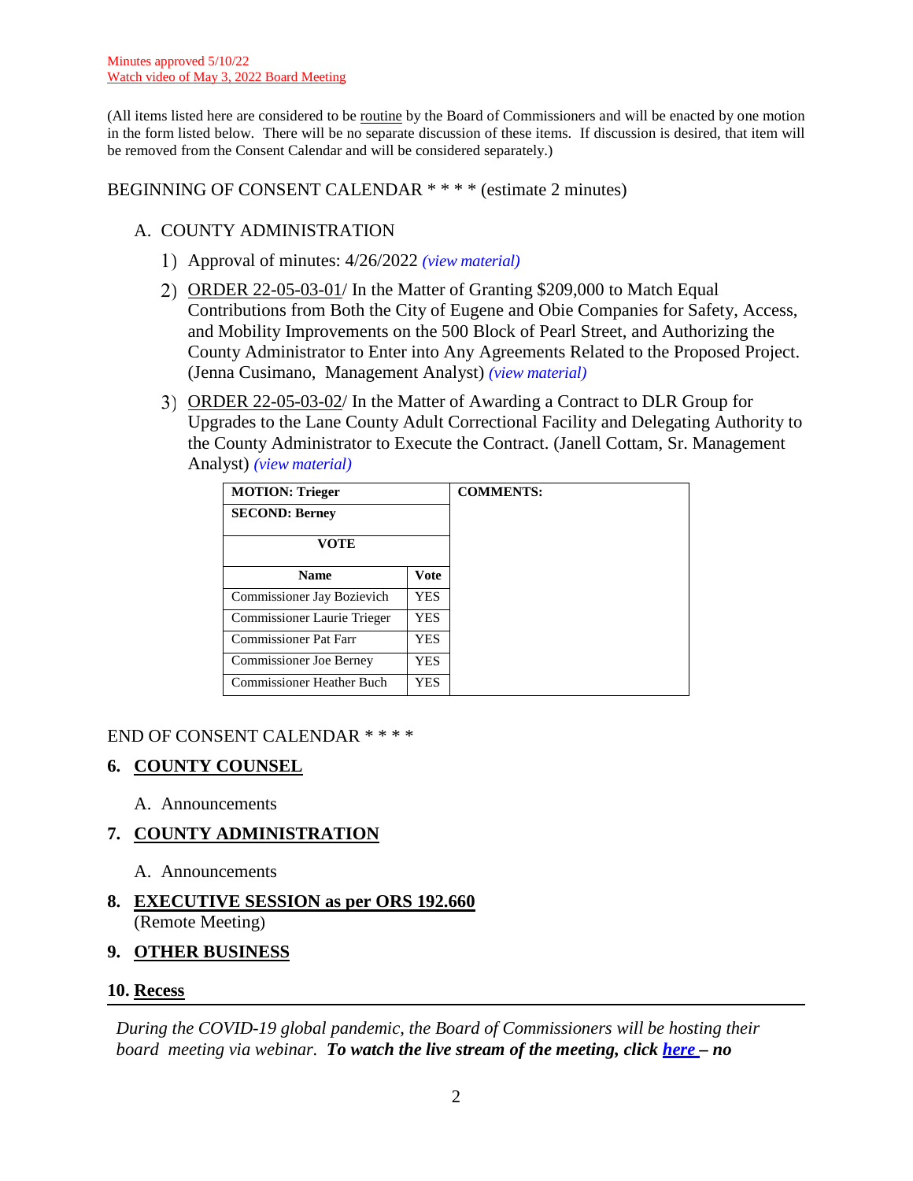Minutes approved 5/10/22
Watch video of May 3, 2022 Board Meeting

(All items listed here are considered to be routine by the Board of Commissioners and will be enacted by one motion in the form listed below. There will be no separate discussion of these items. If discussion is desired, that item will be removed from the Consent Calendar and will be considered separately.)

BEGINNING OF CONSENT CALENDAR * * * * (estimate 2 minutes)

A. COUNTY ADMINISTRATION

1) Approval of minutes: 4/26/2022 *(view material)*

2) ORDER 22-05-03-01/ In the Matter of Granting $209,000 to Match Equal Contributions from Both the City of Eugene and Obie Companies for Safety, Access, and Mobility Improvements on the 500 Block of Pearl Street, and Authorizing the County Administrator to Enter into Any Agreements Related to the Proposed Project. (Jenna Cusimano, Management Analyst) *(view material)*

3) ORDER 22-05-03-02/ In the Matter of Awarding a Contract to DLR Group for Upgrades to the Lane County Adult Correctional Facility and Delegating Authority to the County Administrator to Execute the Contract. (Janell Cottam, Sr. Management Analyst) *(view material)*

| **MOTION: Trieger** | | **COMMENTS:** |
|---|---|---|
| **SECOND: Berney** | | |
| **VOTE** | | |
| **Name** | **Vote** | |
| Commissioner Jay Bozievich | YES | |
| Commissioner Laurie Trieger | YES | |
| Commissioner Pat Farr | YES | |
| Commissioner Joe Berney | YES | |
| Commissioner Heather Buch | YES | |

END OF CONSENT CALENDAR * * * *

## 6. COUNTY COUNSEL

A. Announcements

## 7. COUNTY ADMINISTRATION

A. Announcements

## 8. EXECUTIVE SESSION as per ORS 192.660
(Remote Meeting)

## 9. OTHER BUSINESS

## 10. Recess

*During the COVID-19 global pandemic, the Board of Commissioners will be hosting their board meeting via webinar.* ***To watch the live stream of the meeting, click here – no***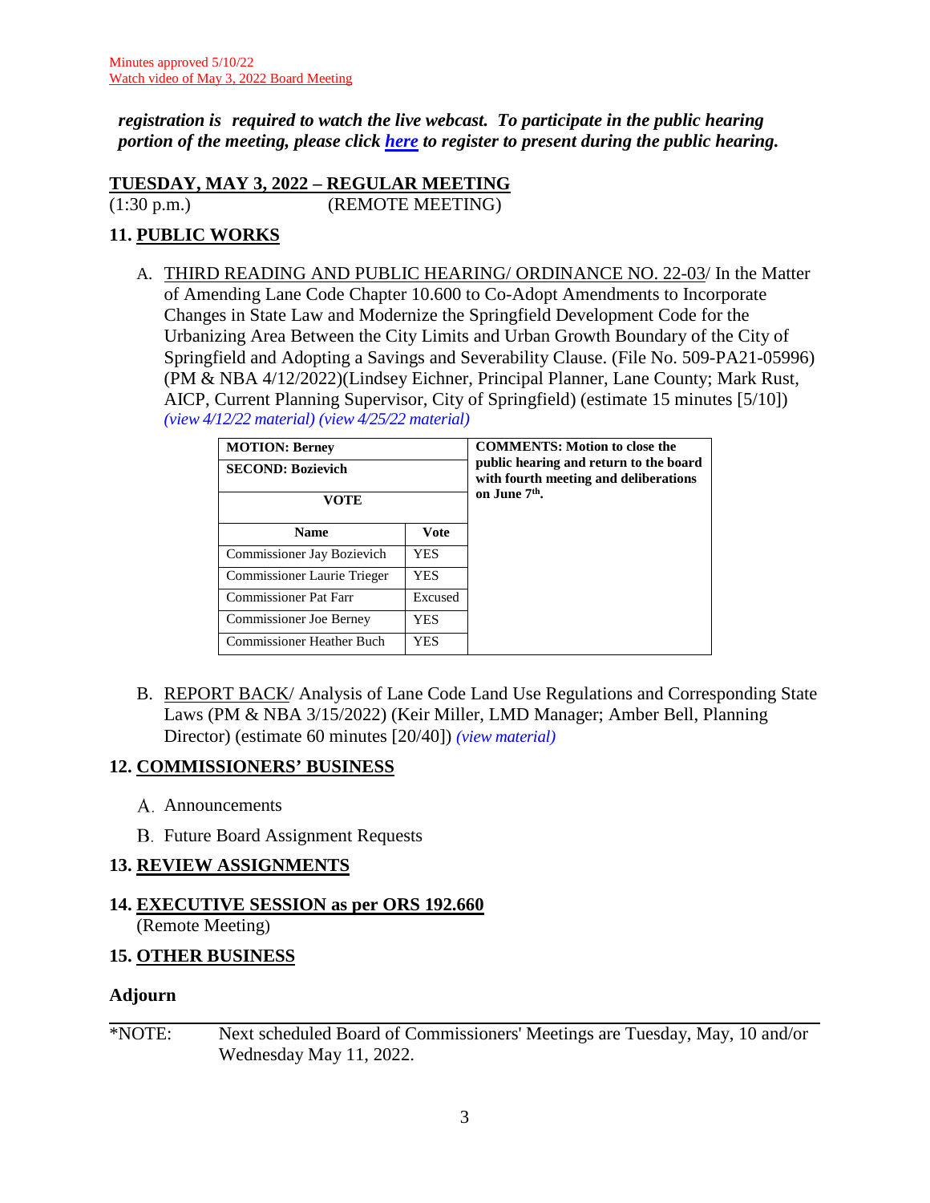Minutes approved 5/10/22
Watch video of May 3, 2022 Board Meeting

***registration is required to watch the live webcast. To participate in the public hearing portion of the meeting, please click here to register to present during the public hearing.***

**TUESDAY, MAY 3, 2022 – REGULAR MEETING**
(1:30 p.m.) (REMOTE MEETING)

## 11. PUBLIC WORKS

A. THIRD READING AND PUBLIC HEARING/ ORDINANCE NO. 22-03/ In the Matter of Amending Lane Code Chapter 10.600 to Co-Adopt Amendments to Incorporate Changes in State Law and Modernize the Springfield Development Code for the Urbanizing Area Between the City Limits and Urban Growth Boundary of the City of Springfield and Adopting a Savings and Severability Clause. (File No. 509-PA21-05996) (PM & NBA 4/12/2022)(Lindsey Eichner, Principal Planner, Lane County; Mark Rust, AICP, Current Planning Supervisor, City of Springfield) (estimate 15 minutes [5/10]) *(view 4/12/22 material) (view 4/25/22 material)*

| **MOTION: Berney** | | **COMMENTS: Motion to close the public hearing and return to the board with fourth meeting and deliberations on June 7th.** |
|---|---|---|
| **SECOND: Bozievich** | | |
| **VOTE** | | |
| **Name** | **Vote** | |
| Commissioner Jay Bozievich | YES | |
| Commissioner Laurie Trieger | YES | |
| Commissioner Pat Farr | Excused | |
| Commissioner Joe Berney | YES | |
| Commissioner Heather Buch | YES | |

B. REPORT BACK/ Analysis of Lane Code Land Use Regulations and Corresponding State Laws (PM & NBA 3/15/2022) (Keir Miller, LMD Manager; Amber Bell, Planning Director) (estimate 60 minutes [20/40]) *(view material)*

## 12. COMMISSIONERS' BUSINESS

A. Announcements

B. Future Board Assignment Requests

## 13. REVIEW ASSIGNMENTS

## 14. EXECUTIVE SESSION as per ORS 192.660

(Remote Meeting)

## 15. OTHER BUSINESS

## Adjourn

*NOTE: Next scheduled Board of Commissioners' Meetings are Tuesday, May, 10 and/or Wednesday May 11, 2022.